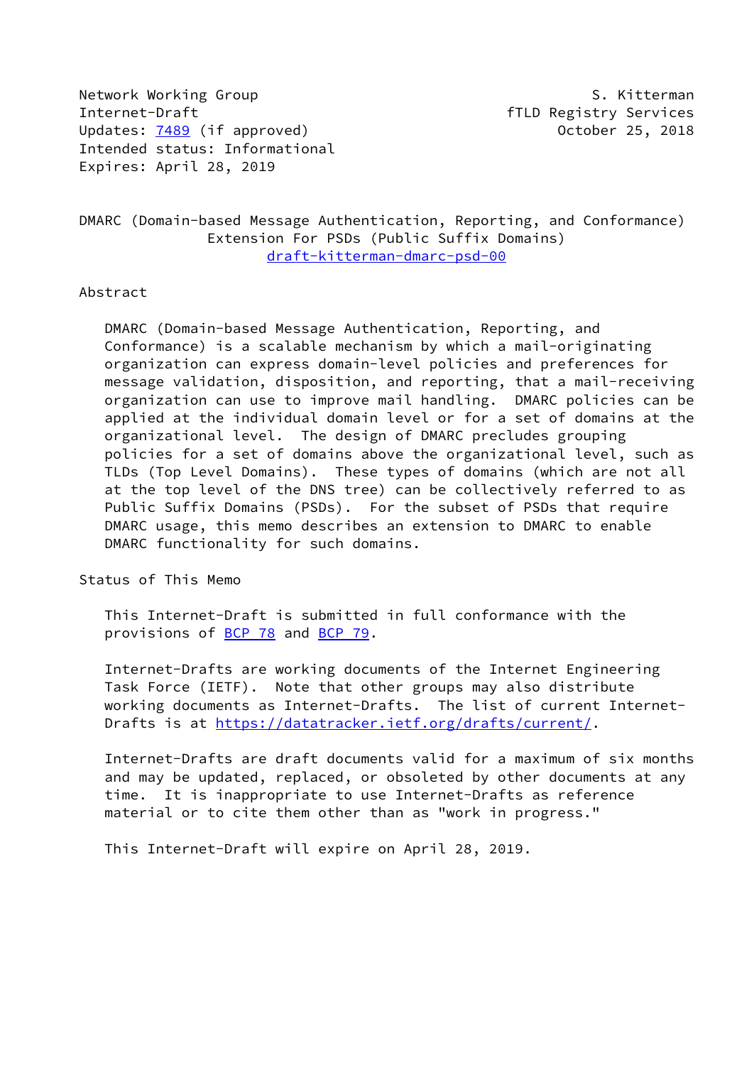Network Working Group S. Kitterman
Internet-Draft fTLD Registry Services
Updates: 7489 (if approved) October 25, 2018
Intended status: Informational
Expires: April 28, 2019

# DMARC (Domain-based Message Authentication, Reporting, and Conformance) Extension For PSDs (Public Suffix Domains)

draft-kitterman-dmarc-psd-00

## Abstract

DMARC (Domain-based Message Authentication, Reporting, and Conformance) is a scalable mechanism by which a mail-originating organization can express domain-level policies and preferences for message validation, disposition, and reporting, that a mail-receiving organization can use to improve mail handling. DMARC policies can be applied at the individual domain level or for a set of domains at the organizational level. The design of DMARC precludes grouping policies for a set of domains above the organizational level, such as TLDs (Top Level Domains). These types of domains (which are not all at the top level of the DNS tree) can be collectively referred to as Public Suffix Domains (PSDs). For the subset of PSDs that require DMARC usage, this memo describes an extension to DMARC to enable DMARC functionality for such domains.

## Status of This Memo

This Internet-Draft is submitted in full conformance with the provisions of BCP 78 and BCP 79.

Internet-Drafts are working documents of the Internet Engineering Task Force (IETF). Note that other groups may also distribute working documents as Internet-Drafts. The list of current Internet-Drafts is at https://datatracker.ietf.org/drafts/current/.

Internet-Drafts are draft documents valid for a maximum of six months and may be updated, replaced, or obsoleted by other documents at any time. It is inappropriate to use Internet-Drafts as reference material or to cite them other than as "work in progress."

This Internet-Draft will expire on April 28, 2019.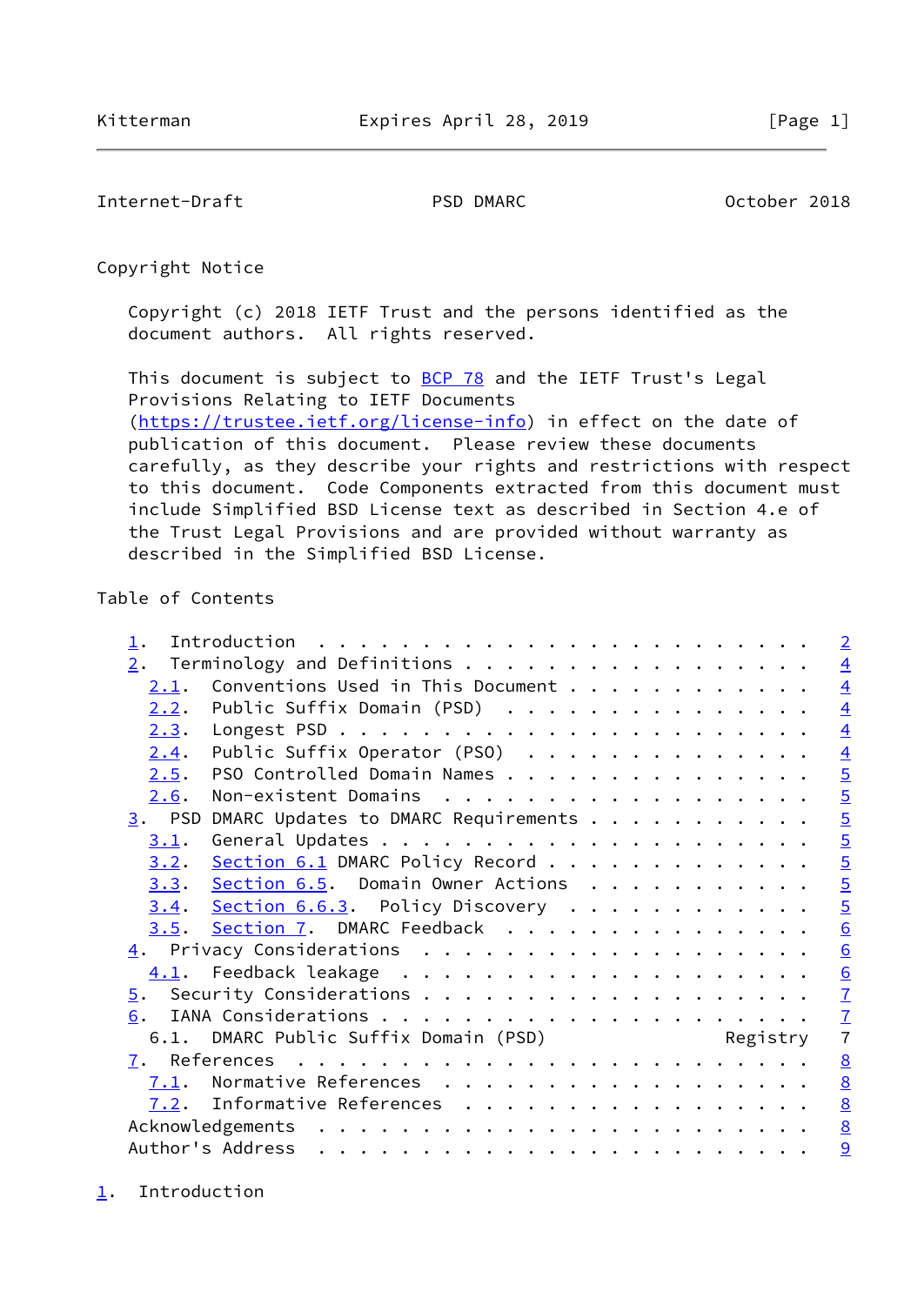## Copyright Notice

Copyright (c) 2018 IETF Trust and the persons identified as the document authors. All rights reserved.

This document is subject to BCP 78 and the IETF Trust's Legal Provisions Relating to IETF Documents (https://trustee.ietf.org/license-info) in effect on the date of publication of this document. Please review these documents carefully, as they describe your rights and restrictions with respect to this document. Code Components extracted from this document must include Simplified BSD License text as described in Section 4.e of the Trust Legal Provisions and are provided without warranty as described in the Simplified BSD License.

## Table of Contents

- 1. Introduction . . . . . . . . . . . . . . . . . . . . . . . . 2
- 2. Terminology and Definitions . . . . . . . . . . . . . . . . . 4
  - 2.1. Conventions Used in This Document . . . . . . . . . . . . 4
  - 2.2. Public Suffix Domain (PSD) . . . . . . . . . . . . . . . 4
  - 2.3. Longest PSD . . . . . . . . . . . . . . . . . . . . . . . 4
  - 2.4. Public Suffix Operator (PSO) . . . . . . . . . . . . . . 4
  - 2.5. PSO Controlled Domain Names . . . . . . . . . . . . . . . 5
  - 2.6. Non-existent Domains . . . . . . . . . . . . . . . . . . 5
- 3. PSD DMARC Updates to DMARC Requirements . . . . . . . . . . . 5
  - 3.1. General Updates . . . . . . . . . . . . . . . . . . . . . 5
  - 3.2. Section 6.1 DMARC Policy Record . . . . . . . . . . . . . 5
  - 3.3. Section 6.5. Domain Owner Actions . . . . . . . . . . . 5
  - 3.4. Section 6.6.3. Policy Discovery . . . . . . . . . . . . 5
  - 3.5. Section 7. DMARC Feedback . . . . . . . . . . . . . . . 6
- 4. Privacy Considerations . . . . . . . . . . . . . . . . . . . 6
  - 4.1. Feedback leakage . . . . . . . . . . . . . . . . . . . . 6
- 5. Security Considerations . . . . . . . . . . . . . . . . . . . 7
- 6. IANA Considerations . . . . . . . . . . . . . . . . . . . . . 7
  - 6.1. DMARC Public Suffix Domain (PSD) Registry 7
- 7. References . . . . . . . . . . . . . . . . . . . . . . . . . 8
  - 7.1. Normative References . . . . . . . . . . . . . . . . . . 8
  - 7.2. Informative References . . . . . . . . . . . . . . . . . 8
- Acknowledgements . . . . . . . . . . . . . . . . . . . . . . . . 8
- Author's Address . . . . . . . . . . . . . . . . . . . . . . . . 9

## 1. Introduction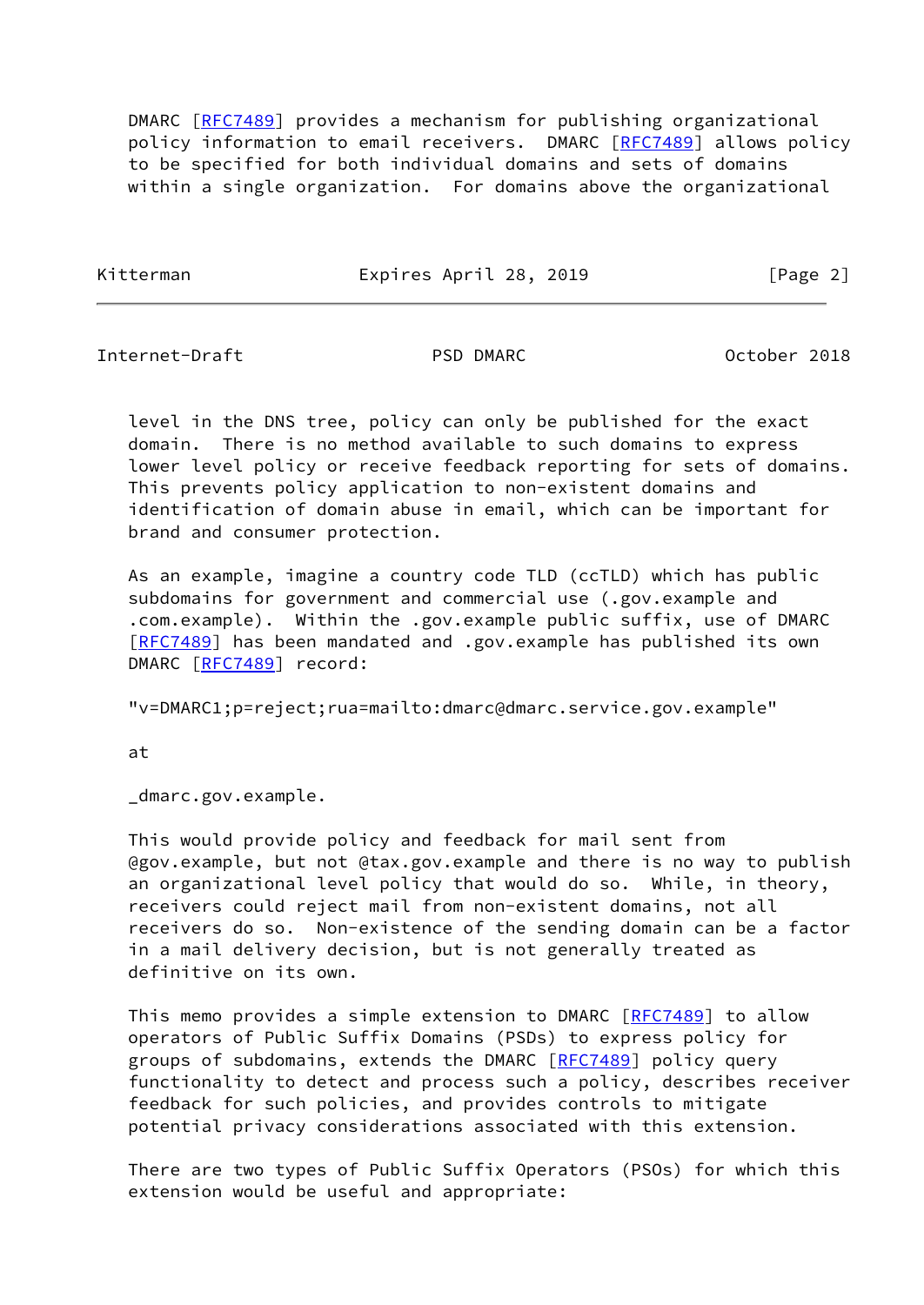DMARC [RFC7489] provides a mechanism for publishing organizational policy information to email receivers. DMARC [RFC7489] allows policy to be specified for both individual domains and sets of domains within a single organization. For domains above the organizational level in the DNS tree, policy can only be published for the exact domain. There is no method available to such domains to express lower level policy or receive feedback reporting for sets of domains. This prevents policy application to non-existent domains and identification of domain abuse in email, which can be important for brand and consumer protection.

As an example, imagine a country code TLD (ccTLD) which has public subdomains for government and commercial use (.gov.example and .com.example). Within the .gov.example public suffix, use of DMARC [RFC7489] has been mandated and .gov.example has published its own DMARC [RFC7489] record:

"v=DMARC1;p=reject;rua=mailto:dmarc@dmarc.service.gov.example"

at

_dmarc.gov.example.

This would provide policy and feedback for mail sent from @gov.example, but not @tax.gov.example and there is no way to publish an organizational level policy that would do so. While, in theory, receivers could reject mail from non-existent domains, not all receivers do so. Non-existence of the sending domain can be a factor in a mail delivery decision, but is not generally treated as definitive on its own.

This memo provides a simple extension to DMARC [RFC7489] to allow operators of Public Suffix Domains (PSDs) to express policy for groups of subdomains, extends the DMARC [RFC7489] policy query functionality to detect and process such a policy, describes receiver feedback for such policies, and provides controls to mitigate potential privacy considerations associated with this extension.

There are two types of Public Suffix Operators (PSOs) for which this extension would be useful and appropriate: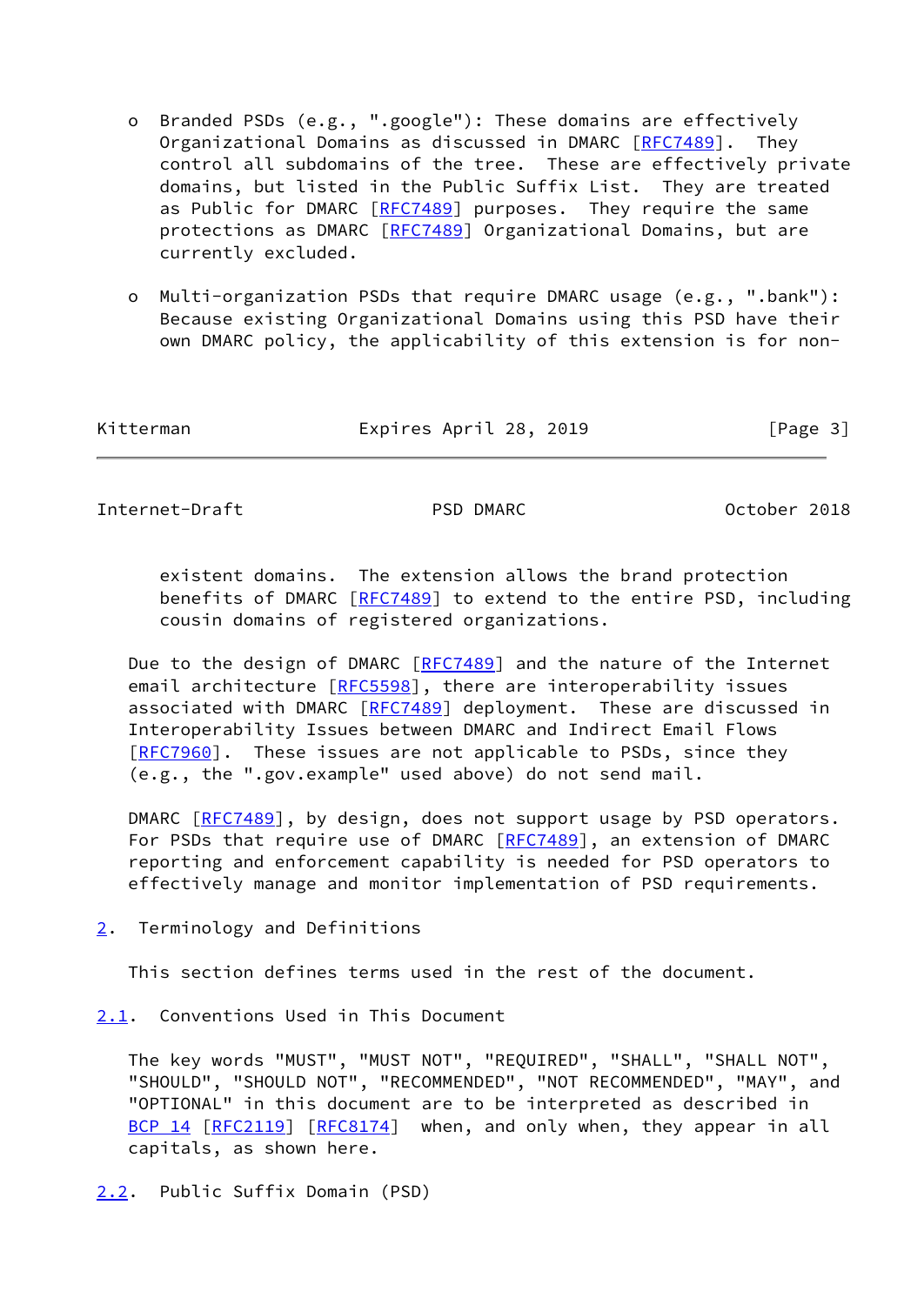- Branded PSDs (e.g., ".google"): These domains are effectively Organizational Domains as discussed in DMARC [RFC7489]. They control all subdomains of the tree. These are effectively private domains, but listed in the Public Suffix List. They are treated as Public for DMARC [RFC7489] purposes. They require the same protections as DMARC [RFC7489] Organizational Domains, but are currently excluded.

- Multi-organization PSDs that require DMARC usage (e.g., ".bank"): Because existing Organizational Domains using this PSD have their own DMARC policy, the applicability of this extension is for non-existent domains. The extension allows the brand protection benefits of DMARC [RFC7489] to extend to the entire PSD, including cousin domains of registered organizations.

Due to the design of DMARC [RFC7489] and the nature of the Internet email architecture [RFC5598], there are interoperability issues associated with DMARC [RFC7489] deployment. These are discussed in Interoperability Issues between DMARC and Indirect Email Flows [RFC7960]. These issues are not applicable to PSDs, since they (e.g., the ".gov.example" used above) do not send mail.

DMARC [RFC7489], by design, does not support usage by PSD operators. For PSDs that require use of DMARC [RFC7489], an extension of DMARC reporting and enforcement capability is needed for PSD operators to effectively manage and monitor implementation of PSD requirements.

## 2. Terminology and Definitions

This section defines terms used in the rest of the document.

### 2.1. Conventions Used in This Document

The key words "MUST", "MUST NOT", "REQUIRED", "SHALL", "SHALL NOT", "SHOULD", "SHOULD NOT", "RECOMMENDED", "NOT RECOMMENDED", "MAY", and "OPTIONAL" in this document are to be interpreted as described in BCP 14 [RFC2119] [RFC8174] when, and only when, they appear in all capitals, as shown here.

### 2.2. Public Suffix Domain (PSD)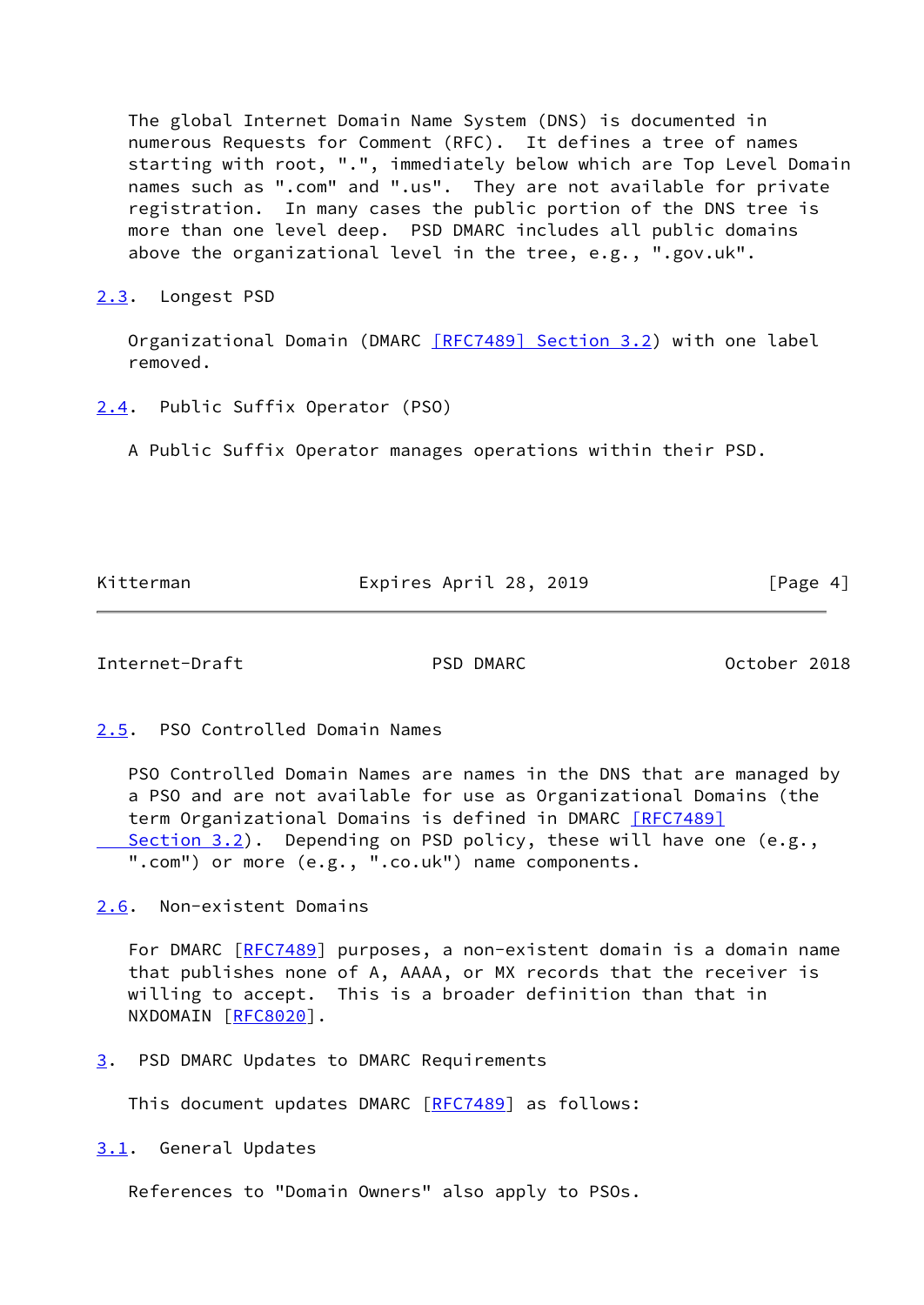The global Internet Domain Name System (DNS) is documented in numerous Requests for Comment (RFC). It defines a tree of names starting with root, ".", immediately below which are Top Level Domain names such as ".com" and ".us". They are not available for private registration. In many cases the public portion of the DNS tree is more than one level deep. PSD DMARC includes all public domains above the organizational level in the tree, e.g., ".gov.uk".

### 2.3. Longest PSD

Organizational Domain (DMARC [RFC7489] Section 3.2) with one label removed.

### 2.4. Public Suffix Operator (PSO)

A Public Suffix Operator manages operations within their PSD.

### 2.5. PSO Controlled Domain Names

PSO Controlled Domain Names are names in the DNS that are managed by a PSO and are not available for use as Organizational Domains (the term Organizational Domains is defined in DMARC [RFC7489] Section 3.2). Depending on PSD policy, these will have one (e.g., ".com") or more (e.g., ".co.uk") name components.

### 2.6. Non-existent Domains

For DMARC [RFC7489] purposes, a non-existent domain is a domain name that publishes none of A, AAAA, or MX records that the receiver is willing to accept. This is a broader definition than that in NXDOMAIN [RFC8020].

## 3. PSD DMARC Updates to DMARC Requirements

This document updates DMARC [RFC7489] as follows:

### 3.1. General Updates

References to "Domain Owners" also apply to PSOs.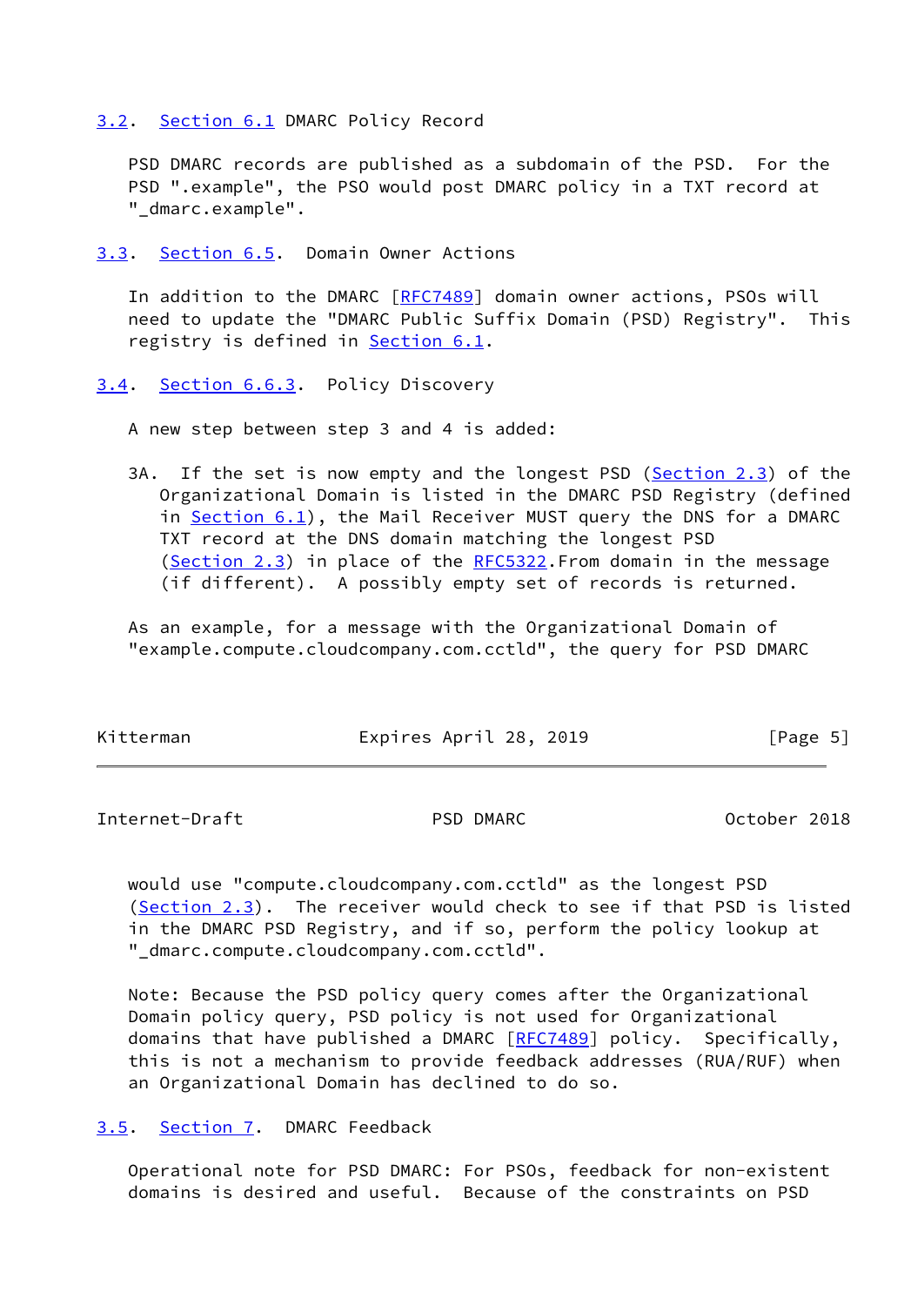## 3.2. Section 6.1 DMARC Policy Record

PSD DMARC records are published as a subdomain of the PSD. For the PSD ".example", the PSO would post DMARC policy in a TXT record at "_dmarc.example".

## 3.3. Section 6.5. Domain Owner Actions

In addition to the DMARC [RFC7489] domain owner actions, PSOs will need to update the "DMARC Public Suffix Domain (PSD) Registry". This registry is defined in Section 6.1.

## 3.4. Section 6.6.3. Policy Discovery

A new step between step 3 and 4 is added:

3A. If the set is now empty and the longest PSD (Section 2.3) of the Organizational Domain is listed in the DMARC PSD Registry (defined in Section 6.1), the Mail Receiver MUST query the DNS for a DMARC TXT record at the DNS domain matching the longest PSD (Section 2.3) in place of the RFC5322.From domain in the message (if different). A possibly empty set of records is returned.

As an example, for a message with the Organizational Domain of "example.compute.cloudcompany.com.cctld", the query for PSD DMARC would use "compute.cloudcompany.com.cctld" as the longest PSD (Section 2.3). The receiver would check to see if that PSD is listed in the DMARC PSD Registry, and if so, perform the policy lookup at "_dmarc.compute.cloudcompany.com.cctld".

Note: Because the PSD policy query comes after the Organizational Domain policy query, PSD policy is not used for Organizational domains that have published a DMARC [RFC7489] policy. Specifically, this is not a mechanism to provide feedback addresses (RUA/RUF) when an Organizational Domain has declined to do so.

## 3.5. Section 7. DMARC Feedback

Operational note for PSD DMARC: For PSOs, feedback for non-existent domains is desired and useful. Because of the constraints on PSD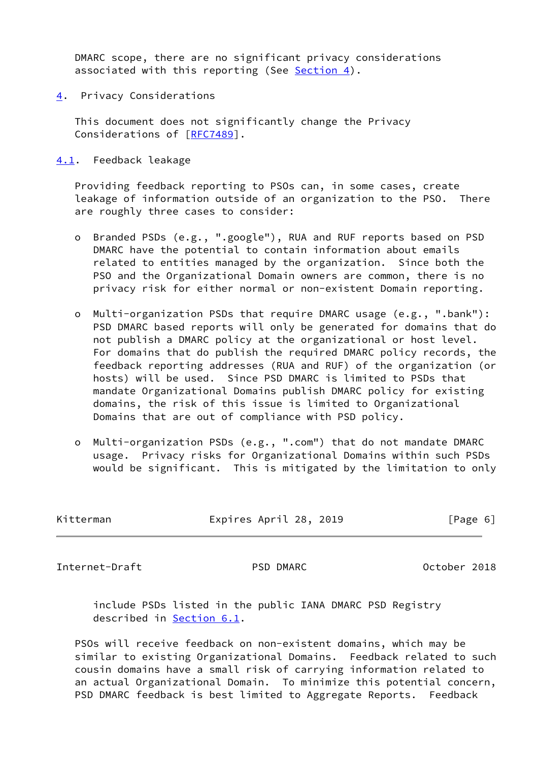DMARC scope, there are no significant privacy considerations associated with this reporting (See Section 4).

## 4. Privacy Considerations

This document does not significantly change the Privacy Considerations of [RFC7489].

### 4.1. Feedback leakage

Providing feedback reporting to PSOs can, in some cases, create leakage of information outside of an organization to the PSO. There are roughly three cases to consider:

- Branded PSDs (e.g., ".google"), RUA and RUF reports based on PSD DMARC have the potential to contain information about emails related to entities managed by the organization. Since both the PSO and the Organizational Domain owners are common, there is no privacy risk for either normal or non-existent Domain reporting.

- Multi-organization PSDs that require DMARC usage (e.g., ".bank"): PSD DMARC based reports will only be generated for domains that do not publish a DMARC policy at the organizational or host level. For domains that do publish the required DMARC policy records, the feedback reporting addresses (RUA and RUF) of the organization (or hosts) will be used. Since PSD DMARC is limited to PSDs that mandate Organizational Domains publish DMARC policy for existing domains, the risk of this issue is limited to Organizational Domains that are out of compliance with PSD policy.

- Multi-organization PSDs (e.g., ".com") that do not mandate DMARC usage. Privacy risks for Organizational Domains within such PSDs would be significant. This is mitigated by the limitation to only include PSDs listed in the public IANA DMARC PSD Registry described in Section 6.1.

PSOs will receive feedback on non-existent domains, which may be similar to existing Organizational Domains. Feedback related to such cousin domains have a small risk of carrying information related to an actual Organizational Domain. To minimize this potential concern, PSD DMARC feedback is best limited to Aggregate Reports. Feedback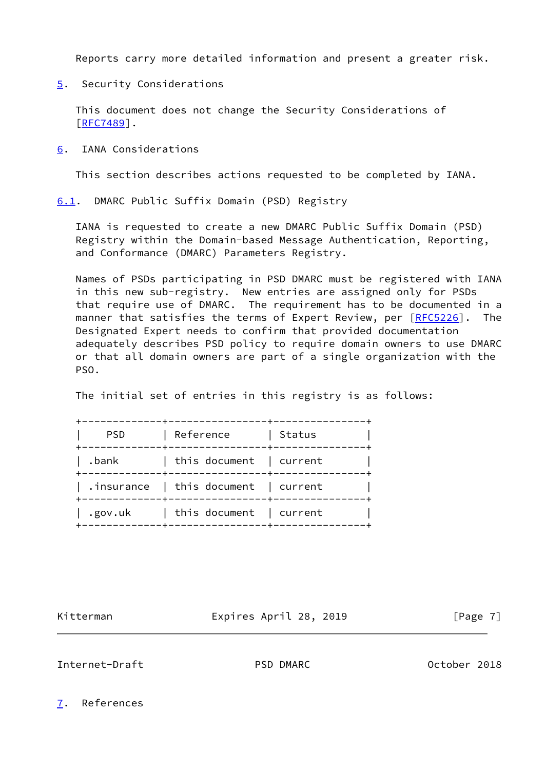Reports carry more detailed information and present a greater risk.

## 5. Security Considerations

This document does not change the Security Considerations of [RFC7489].

## 6. IANA Considerations

This section describes actions requested to be completed by IANA.

### 6.1. DMARC Public Suffix Domain (PSD) Registry

IANA is requested to create a new DMARC Public Suffix Domain (PSD) Registry within the Domain-based Message Authentication, Reporting, and Conformance (DMARC) Parameters Registry.

Names of PSDs participating in PSD DMARC must be registered with IANA in this new sub-registry. New entries are assigned only for PSDs that require use of DMARC. The requirement has to be documented in a manner that satisfies the terms of Expert Review, per [RFC5226]. The Designated Expert needs to confirm that provided documentation adequately describes PSD policy to require domain owners to use DMARC or that all domain owners are part of a single organization with the PSO.

The initial set of entries in this registry is as follows:

| PSD | Reference | Status |
|---|---|---|
| .bank | this document | current |
| .insurance | this document | current |
| .gov.uk | this document | current |

## 7. References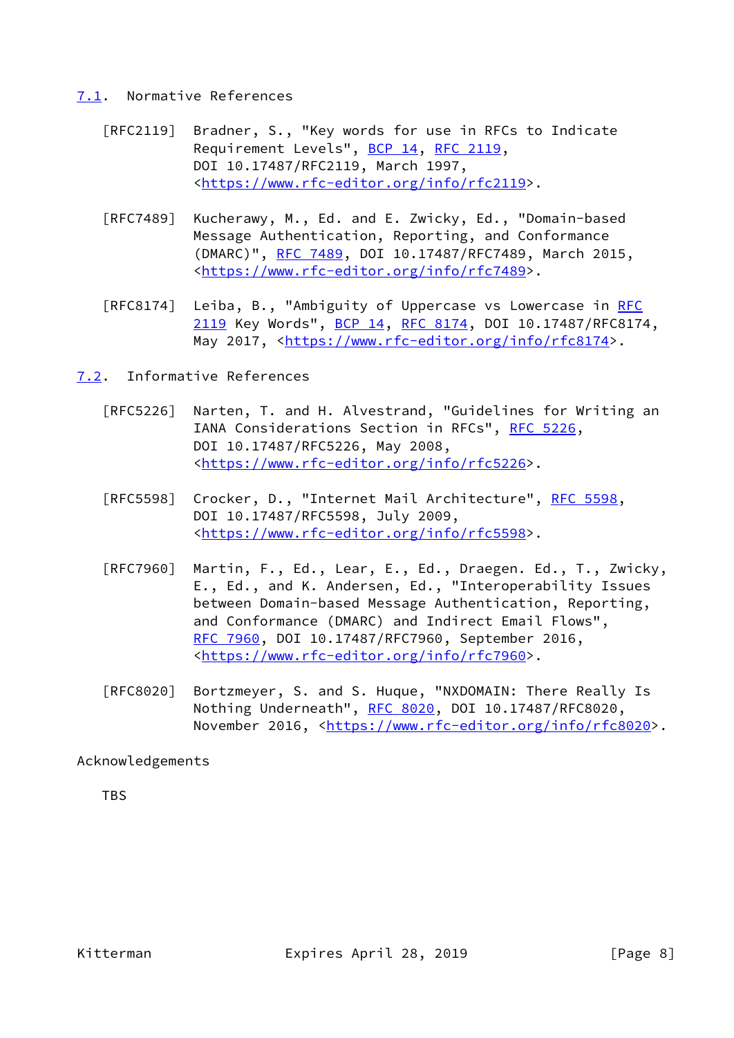### 7.1. Normative References

[RFC2119] Bradner, S., "Key words for use in RFCs to Indicate Requirement Levels", BCP 14, RFC 2119, DOI 10.17487/RFC2119, March 1997, <https://www.rfc-editor.org/info/rfc2119>.

[RFC7489] Kucherawy, M., Ed. and E. Zwicky, Ed., "Domain-based Message Authentication, Reporting, and Conformance (DMARC)", RFC 7489, DOI 10.17487/RFC7489, March 2015, <https://www.rfc-editor.org/info/rfc7489>.

[RFC8174] Leiba, B., "Ambiguity of Uppercase vs Lowercase in RFC 2119 Key Words", BCP 14, RFC 8174, DOI 10.17487/RFC8174, May 2017, <https://www.rfc-editor.org/info/rfc8174>.

### 7.2. Informative References

[RFC5226] Narten, T. and H. Alvestrand, "Guidelines for Writing an IANA Considerations Section in RFCs", RFC 5226, DOI 10.17487/RFC5226, May 2008, <https://www.rfc-editor.org/info/rfc5226>.

[RFC5598] Crocker, D., "Internet Mail Architecture", RFC 5598, DOI 10.17487/RFC5598, July 2009, <https://www.rfc-editor.org/info/rfc5598>.

[RFC7960] Martin, F., Ed., Lear, E., Ed., Draegen. Ed., T., Zwicky, E., Ed., and K. Andersen, Ed., "Interoperability Issues between Domain-based Message Authentication, Reporting, and Conformance (DMARC) and Indirect Email Flows", RFC 7960, DOI 10.17487/RFC7960, September 2016, <https://www.rfc-editor.org/info/rfc7960>.

[RFC8020] Bortzmeyer, S. and S. Huque, "NXDOMAIN: There Really Is Nothing Underneath", RFC 8020, DOI 10.17487/RFC8020, November 2016, <https://www.rfc-editor.org/info/rfc8020>.

## Acknowledgements

TBS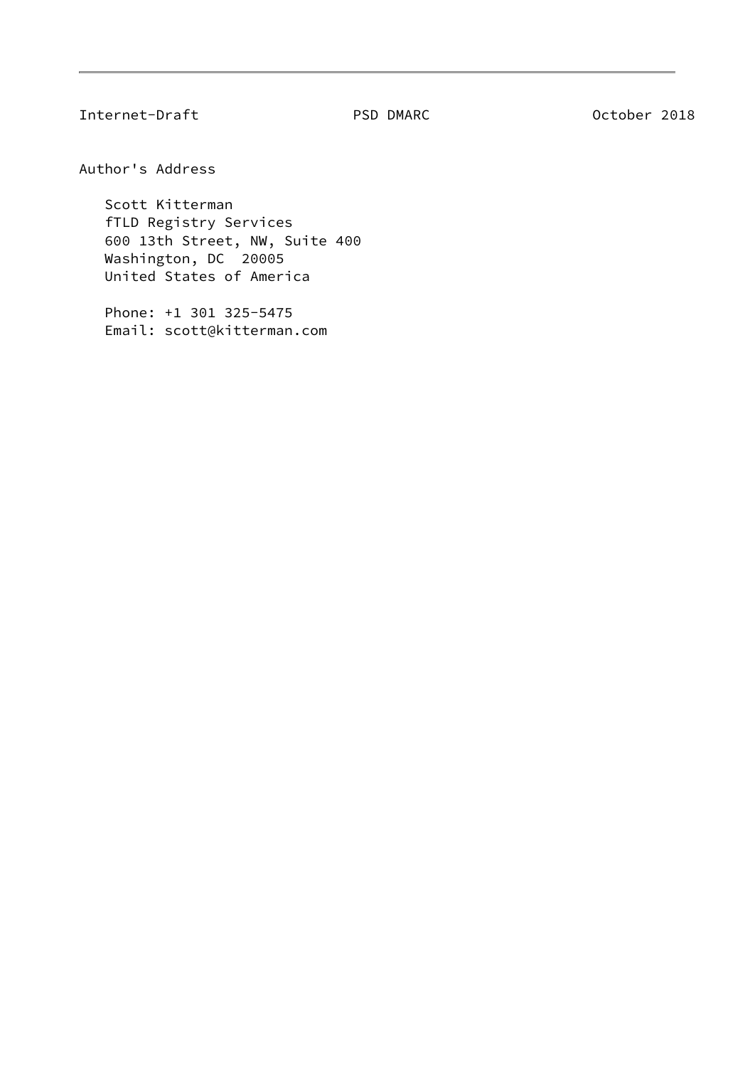## Author's Address

Scott Kitterman
fTLD Registry Services
600 13th Street, NW, Suite 400
Washington, DC  20005
United States of America

Phone: +1 301 325-5475
Email: scott@kitterman.com